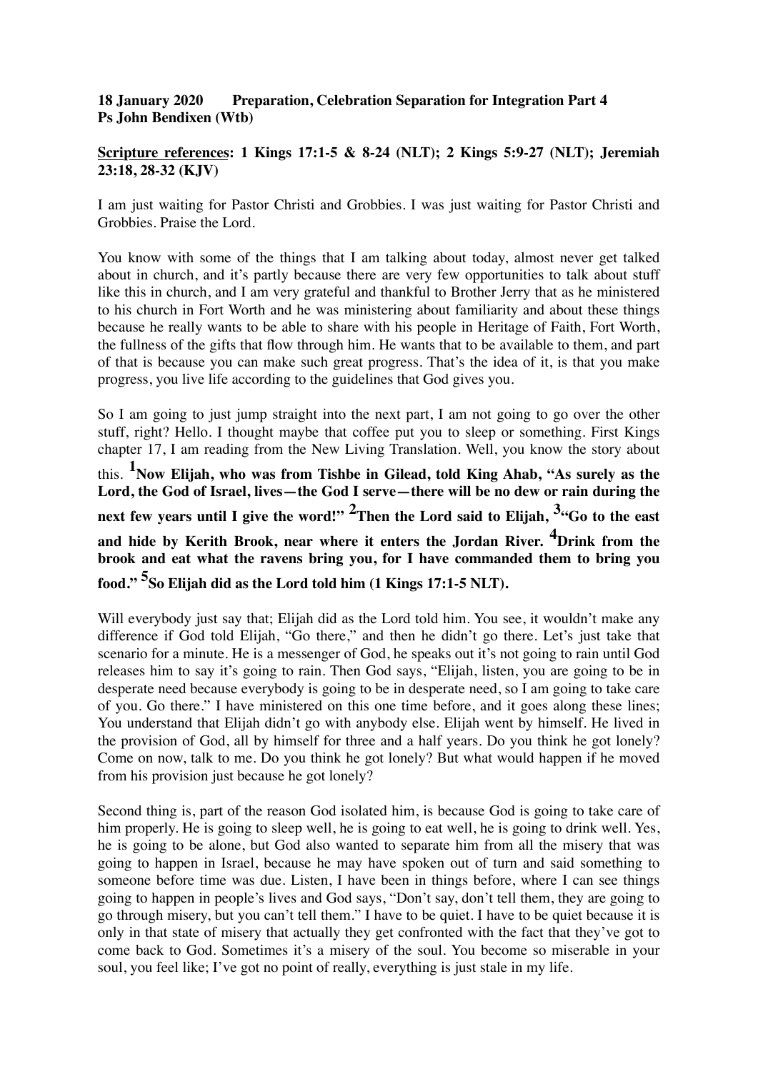**18 January 2020 Preparation, Celebration Separation for Integration Part 4**
**Ps John Bendixen (Wtb)**

**Scripture references: 1 Kings 17:1-5 & 8-24 (NLT); 2 Kings 5:9-27 (NLT); Jeremiah 23:18, 28-32 (KJV)**

I am just waiting for Pastor Christi and Grobbies. I was just waiting for Pastor Christi and Grobbies. Praise the Lord.

You know with some of the things that I am talking about today, almost never get talked about in church, and it's partly because there are very few opportunities to talk about stuff like this in church, and I am very grateful and thankful to Brother Jerry that as he ministered to his church in Fort Worth and he was ministering about familiarity and about these things because he really wants to be able to share with his people in Heritage of Faith, Fort Worth, the fullness of the gifts that flow through him. He wants that to be available to them, and part of that is because you can make such great progress. That's the idea of it, is that you make progress, you live life according to the guidelines that God gives you.

So I am going to just jump straight into the next part, I am not going to go over the other stuff, right? Hello. I thought maybe that coffee put you to sleep or something. First Kings chapter 17, I am reading from the New Living Translation. Well, you know the story about this. **[1]Now Elijah, who was from Tishbe in Gilead, told King Ahab, "As surely as the Lord, the God of Israel, lives—the God I serve—there will be no dew or rain during the next few years until I give the word!" [2]Then the Lord said to Elijah, [3]"Go to the east and hide by Kerith Brook, near where it enters the Jordan River. [4]Drink from the brook and eat what the ravens bring you, for I have commanded them to bring you food." [5]So Elijah did as the Lord told him (1 Kings 17:1-5 NLT).**

Will everybody just say that; Elijah did as the Lord told him. You see, it wouldn't make any difference if God told Elijah, "Go there," and then he didn't go there. Let's just take that scenario for a minute. He is a messenger of God, he speaks out it's not going to rain until God releases him to say it's going to rain. Then God says, "Elijah, listen, you are going to be in desperate need because everybody is going to be in desperate need, so I am going to take care of you. Go there." I have ministered on this one time before, and it goes along these lines; You understand that Elijah didn't go with anybody else. Elijah went by himself. He lived in the provision of God, all by himself for three and a half years. Do you think he got lonely? Come on now, talk to me. Do you think he got lonely? But what would happen if he moved from his provision just because he got lonely?

Second thing is, part of the reason God isolated him, is because God is going to take care of him properly. He is going to sleep well, he is going to eat well, he is going to drink well. Yes, he is going to be alone, but God also wanted to separate him from all the misery that was going to happen in Israel, because he may have spoken out of turn and said something to someone before time was due. Listen, I have been in things before, where I can see things going to happen in people's lives and God says, "Don't say, don't tell them, they are going to go through misery, but you can't tell them." I have to be quiet. I have to be quiet because it is only in that state of misery that actually they get confronted with the fact that they've got to come back to God. Sometimes it's a misery of the soul. You become so miserable in your soul, you feel like; I've got no point of really, everything is just stale in my life.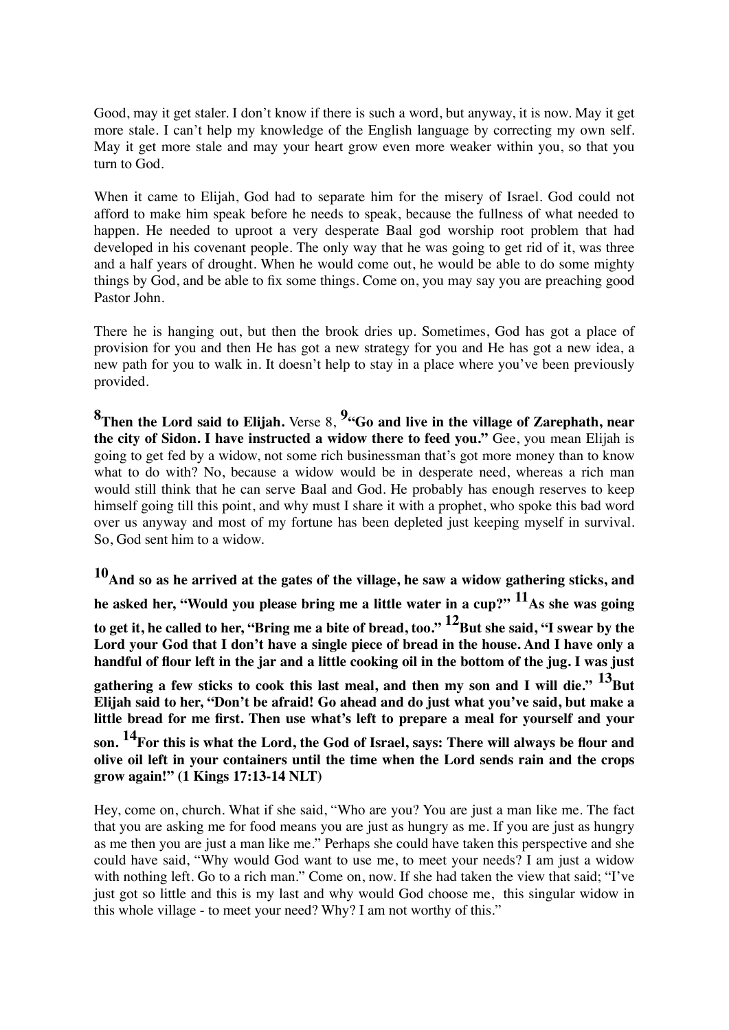Good, may it get staler. I don't know if there is such a word, but anyway, it is now. May it get more stale. I can't help my knowledge of the English language by correcting my own self. May it get more stale and may your heart grow even more weaker within you, so that you turn to God.

When it came to Elijah, God had to separate him for the misery of Israel. God could not afford to make him speak before he needs to speak, because the fullness of what needed to happen. He needed to uproot a very desperate Baal god worship root problem that had developed in his covenant people. The only way that he was going to get rid of it, was three and a half years of drought. When he would come out, he would be able to do some mighty things by God, and be able to fix some things. Come on, you may say you are preaching good Pastor John.

There he is hanging out, but then the brook dries up. Sometimes, God has got a place of provision for you and then He has got a new strategy for you and He has got a new idea, a new path for you to walk in. It doesn't help to stay in a place where you've been previously provided.

**8Then the Lord said to Elijah.** Verse 8, **9"Go and live in the village of Zarephath, near the city of Sidon. I have instructed a widow there to feed you."** Gee, you mean Elijah is going to get fed by a widow, not some rich businessman that's got more money than to know what to do with? No, because a widow would be in desperate need, whereas a rich man would still think that he can serve Baal and God. He probably has enough reserves to keep himself going till this point, and why must I share it with a prophet, who spoke this bad word over us anyway and most of my fortune has been depleted just keeping myself in survival. So, God sent him to a widow.

**10And so as he arrived at the gates of the village, he saw a widow gathering sticks, and he asked her, "Would you please bring me a little water in a cup?" 11As she was going to get it, he called to her, "Bring me a bite of bread, too." 12But she said, "I swear by the Lord your God that I don't have a single piece of bread in the house. And I have only a handful of flour left in the jar and a little cooking oil in the bottom of the jug. I was just gathering a few sticks to cook this last meal, and then my son and I will die." 13But Elijah said to her, "Don't be afraid! Go ahead and do just what you've said, but make a little bread for me first. Then use what's left to prepare a meal for yourself and your son. 14For this is what the Lord, the God of Israel, says: There will always be flour and olive oil left in your containers until the time when the Lord sends rain and the crops grow again!" (1 Kings 17:13-14 NLT)**

Hey, come on, church. What if she said, "Who are you? You are just a man like me. The fact that you are asking me for food means you are just as hungry as me. If you are just as hungry as me then you are just a man like me." Perhaps she could have taken this perspective and she could have said, "Why would God want to use me, to meet your needs? I am just a widow with nothing left. Go to a rich man." Come on, now. If she had taken the view that said; "I've just got so little and this is my last and why would God choose me, this singular widow in this whole village - to meet your need? Why? I am not worthy of this."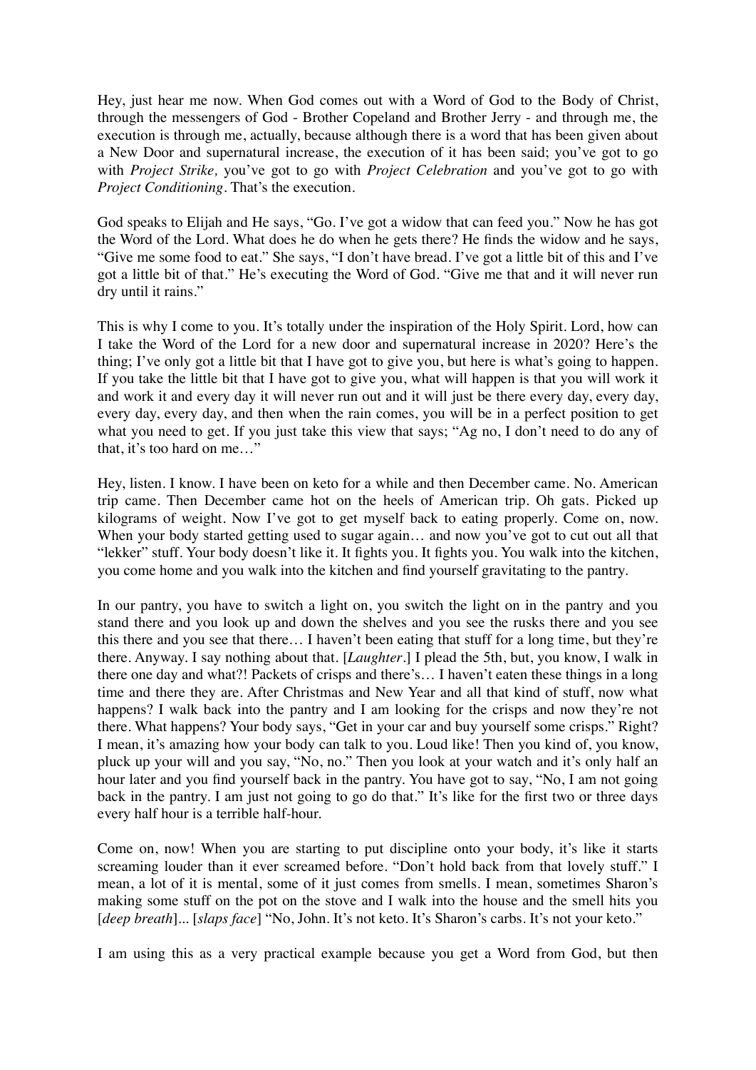Hey, just hear me now. When God comes out with a Word of God to the Body of Christ, through the messengers of God - Brother Copeland and Brother Jerry - and through me, the execution is through me, actually, because although there is a word that has been given about a New Door and supernatural increase, the execution of it has been said; you've got to go with *Project Strike,* you've got to go with *Project Celebration* and you've got to go with *Project Conditioning*. That's the execution.

God speaks to Elijah and He says, "Go. I've got a widow that can feed you." Now he has got the Word of the Lord. What does he do when he gets there? He finds the widow and he says, "Give me some food to eat." She says, "I don't have bread. I've got a little bit of this and I've got a little bit of that." He's executing the Word of God. "Give me that and it will never run dry until it rains."

This is why I come to you. It's totally under the inspiration of the Holy Spirit. Lord, how can I take the Word of the Lord for a new door and supernatural increase in 2020? Here's the thing; I've only got a little bit that I have got to give you, but here is what's going to happen. If you take the little bit that I have got to give you, what will happen is that you will work it and work it and every day it will never run out and it will just be there every day, every day, every day, every day, and then when the rain comes, you will be in a perfect position to get what you need to get. If you just take this view that says; "Ag no, I don't need to do any of that, it's too hard on me…"

Hey, listen. I know. I have been on keto for a while and then December came. No. American trip came. Then December came hot on the heels of American trip. Oh gats. Picked up kilograms of weight. Now I've got to get myself back to eating properly. Come on, now. When your body started getting used to sugar again… and now you've got to cut out all that "lekker" stuff. Your body doesn't like it. It fights you. It fights you. You walk into the kitchen, you come home and you walk into the kitchen and find yourself gravitating to the pantry.

In our pantry, you have to switch a light on, you switch the light on in the pantry and you stand there and you look up and down the shelves and you see the rusks there and you see this there and you see that there… I haven't been eating that stuff for a long time, but they're there. Anyway. I say nothing about that. [*Laughter*.] I plead the 5th, but, you know, I walk in there one day and what?! Packets of crisps and there's… I haven't eaten these things in a long time and there they are. After Christmas and New Year and all that kind of stuff, now what happens? I walk back into the pantry and I am looking for the crisps and now they're not there. What happens? Your body says, "Get in your car and buy yourself some crisps." Right? I mean, it's amazing how your body can talk to you. Loud like! Then you kind of, you know, pluck up your will and you say, "No, no." Then you look at your watch and it's only half an hour later and you find yourself back in the pantry. You have got to say, "No, I am not going back in the pantry. I am just not going to go do that." It's like for the first two or three days every half hour is a terrible half-hour.

Come on, now! When you are starting to put discipline onto your body, it's like it starts screaming louder than it ever screamed before. "Don't hold back from that lovely stuff." I mean, a lot of it is mental, some of it just comes from smells. I mean, sometimes Sharon's making some stuff on the pot on the stove and I walk into the house and the smell hits you [*deep breath*]... [*slaps face*] "No, John. It's not keto. It's Sharon's carbs. It's not your keto."

I am using this as a very practical example because you get a Word from God, but then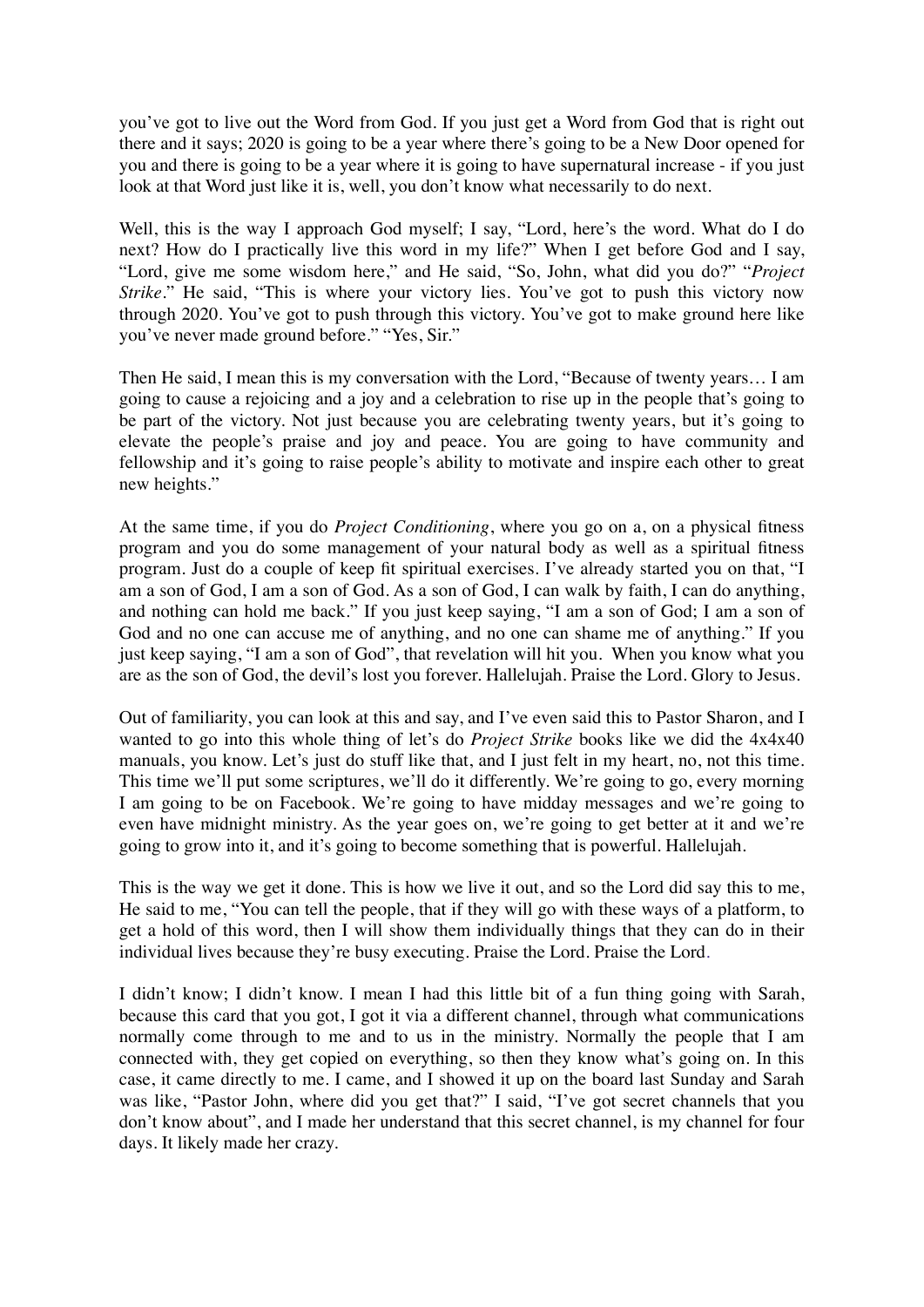you've got to live out the Word from God. If you just get a Word from God that is right out there and it says; 2020 is going to be a year where there's going to be a New Door opened for you and there is going to be a year where it is going to have supernatural increase - if you just look at that Word just like it is, well, you don't know what necessarily to do next.

Well, this is the way I approach God myself; I say, "Lord, here's the word. What do I do next? How do I practically live this word in my life?" When I get before God and I say, "Lord, give me some wisdom here," and He said, "So, John, what did you do?" "*Project Strike*." He said, "This is where your victory lies. You've got to push this victory now through 2020. You've got to push through this victory. You've got to make ground here like you've never made ground before." "Yes, Sir."

Then He said, I mean this is my conversation with the Lord, "Because of twenty years… I am going to cause a rejoicing and a joy and a celebration to rise up in the people that's going to be part of the victory. Not just because you are celebrating twenty years, but it's going to elevate the people's praise and joy and peace. You are going to have community and fellowship and it's going to raise people's ability to motivate and inspire each other to great new heights."

At the same time, if you do *Project Conditioning*, where you go on a, on a physical fitness program and you do some management of your natural body as well as a spiritual fitness program. Just do a couple of keep fit spiritual exercises. I've already started you on that, "I am a son of God, I am a son of God. As a son of God, I can walk by faith, I can do anything, and nothing can hold me back." If you just keep saying, "I am a son of God; I am a son of God and no one can accuse me of anything, and no one can shame me of anything." If you just keep saying, "I am a son of God", that revelation will hit you. When you know what you are as the son of God, the devil's lost you forever. Hallelujah. Praise the Lord. Glory to Jesus.

Out of familiarity, you can look at this and say, and I've even said this to Pastor Sharon, and I wanted to go into this whole thing of let's do *Project Strike* books like we did the 4x4x40 manuals, you know. Let's just do stuff like that, and I just felt in my heart, no, not this time. This time we'll put some scriptures, we'll do it differently. We're going to go, every morning I am going to be on Facebook. We're going to have midday messages and we're going to even have midnight ministry. As the year goes on, we're going to get better at it and we're going to grow into it, and it's going to become something that is powerful. Hallelujah.

This is the way we get it done. This is how we live it out, and so the Lord did say this to me, He said to me, "You can tell the people, that if they will go with these ways of a platform, to get a hold of this word, then I will show them individually things that they can do in their individual lives because they're busy executing. Praise the Lord. Praise the Lord.

I didn't know; I didn't know. I mean I had this little bit of a fun thing going with Sarah, because this card that you got, I got it via a different channel, through what communications normally come through to me and to us in the ministry. Normally the people that I am connected with, they get copied on everything, so then they know what's going on. In this case, it came directly to me. I came, and I showed it up on the board last Sunday and Sarah was like, "Pastor John, where did you get that?" I said, "I've got secret channels that you don't know about", and I made her understand that this secret channel, is my channel for four days. It likely made her crazy.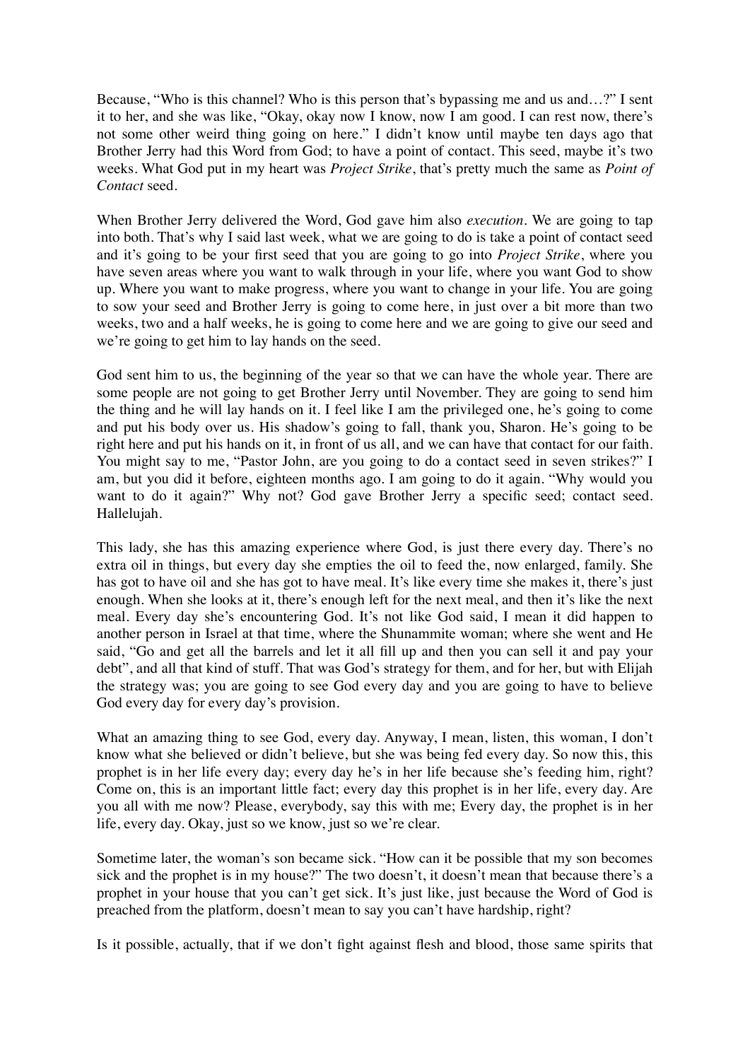Because, "Who is this channel? Who is this person that's bypassing me and us and…?" I sent it to her, and she was like, "Okay, okay now I know, now I am good. I can rest now, there's not some other weird thing going on here." I didn't know until maybe ten days ago that Brother Jerry had this Word from God; to have a point of contact. This seed, maybe it's two weeks. What God put in my heart was *Project Strike*, that's pretty much the same as *Point of Contact* seed.

When Brother Jerry delivered the Word, God gave him also *execution*. We are going to tap into both. That's why I said last week, what we are going to do is take a point of contact seed and it's going to be your first seed that you are going to go into *Project Strike*, where you have seven areas where you want to walk through in your life, where you want God to show up. Where you want to make progress, where you want to change in your life. You are going to sow your seed and Brother Jerry is going to come here, in just over a bit more than two weeks, two and a half weeks, he is going to come here and we are going to give our seed and we're going to get him to lay hands on the seed.

God sent him to us, the beginning of the year so that we can have the whole year. There are some people are not going to get Brother Jerry until November. They are going to send him the thing and he will lay hands on it. I feel like I am the privileged one, he's going to come and put his body over us. His shadow's going to fall, thank you, Sharon. He's going to be right here and put his hands on it, in front of us all, and we can have that contact for our faith. You might say to me, "Pastor John, are you going to do a contact seed in seven strikes?" I am, but you did it before, eighteen months ago. I am going to do it again. "Why would you want to do it again?" Why not? God gave Brother Jerry a specific seed; contact seed. Hallelujah.

This lady, she has this amazing experience where God, is just there every day. There's no extra oil in things, but every day she empties the oil to feed the, now enlarged, family. She has got to have oil and she has got to have meal. It's like every time she makes it, there's just enough. When she looks at it, there's enough left for the next meal, and then it's like the next meal. Every day she's encountering God. It's not like God said, I mean it did happen to another person in Israel at that time, where the Shunammite woman; where she went and He said, "Go and get all the barrels and let it all fill up and then you can sell it and pay your debt", and all that kind of stuff. That was God's strategy for them, and for her, but with Elijah the strategy was; you are going to see God every day and you are going to have to believe God every day for every day's provision.

What an amazing thing to see God, every day. Anyway, I mean, listen, this woman, I don't know what she believed or didn't believe, but she was being fed every day. So now this, this prophet is in her life every day; every day he's in her life because she's feeding him, right? Come on, this is an important little fact; every day this prophet is in her life, every day. Are you all with me now? Please, everybody, say this with me; Every day, the prophet is in her life, every day. Okay, just so we know, just so we're clear.

Sometime later, the woman's son became sick. "How can it be possible that my son becomes sick and the prophet is in my house?" The two doesn't, it doesn't mean that because there's a prophet in your house that you can't get sick. It's just like, just because the Word of God is preached from the platform, doesn't mean to say you can't have hardship, right?

Is it possible, actually, that if we don't fight against flesh and blood, those same spirits that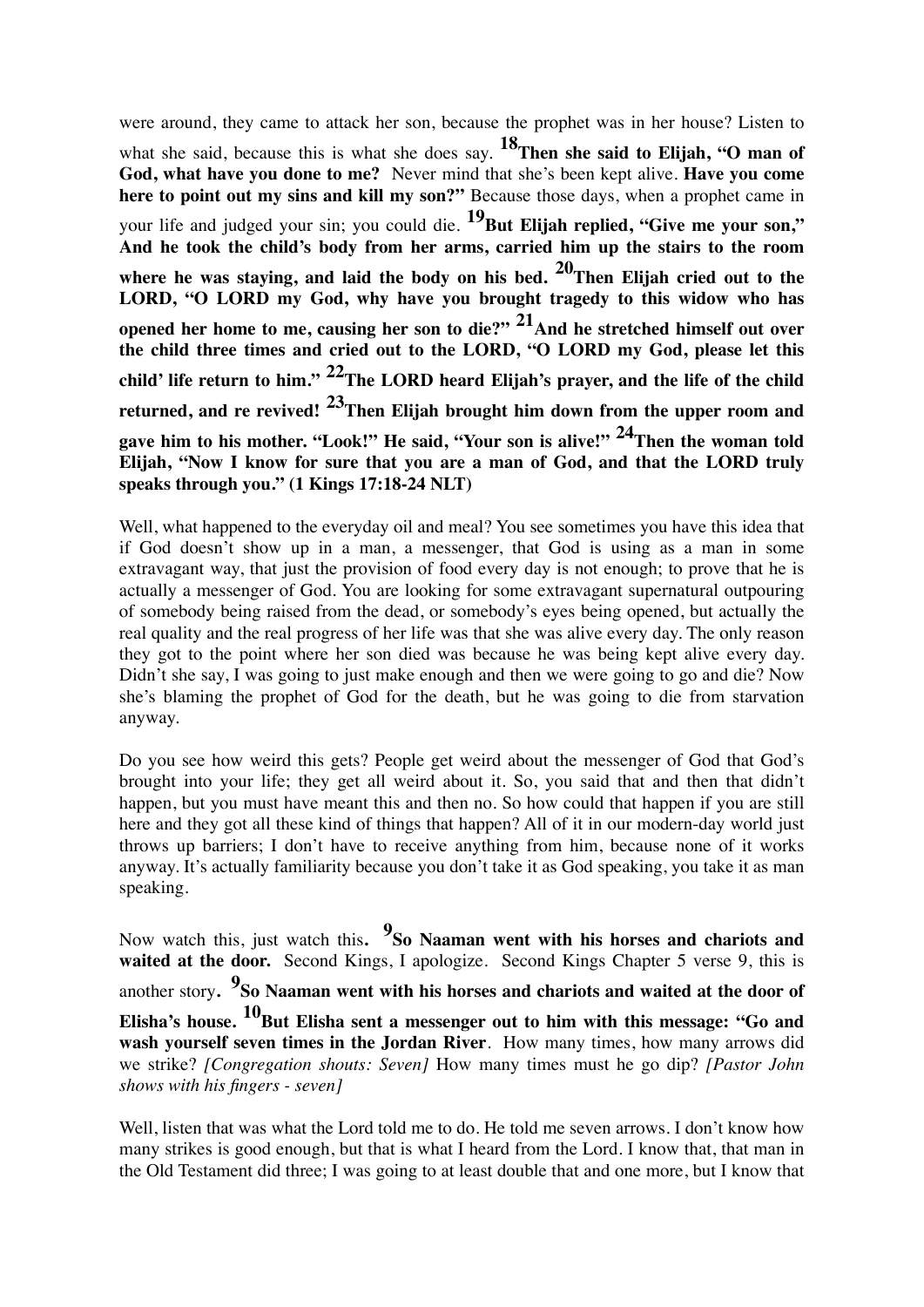were around, they came to attack her son, because the prophet was in her house? Listen to what she said, because this is what she does say. **[18]Then she said to Elijah, "O man of God, what have you done to me?** Never mind that she's been kept alive. **Have you come here to point out my sins and kill my son?"** Because those days, when a prophet came in your life and judged your sin; you could die. **[19]But Elijah replied, "Give me your son," And he took the child's body from her arms, carried him up the stairs to the room where he was staying, and laid the body on his bed. [20]Then Elijah cried out to the LORD, "O LORD my God, why have you brought tragedy to this widow who has opened her home to me, causing her son to die?" [21]And he stretched himself out over the child three times and cried out to the LORD, "O LORD my God, please let this child' life return to him." [22]The LORD heard Elijah's prayer, and the life of the child returned, and re revived! [23]Then Elijah brought him down from the upper room and gave him to his mother. "Look!" He said, "Your son is alive!" [24]Then the woman told Elijah, "Now I know for sure that you are a man of God, and that the LORD truly speaks through you." (1 Kings 17:18-24 NLT)**

Well, what happened to the everyday oil and meal? You see sometimes you have this idea that if God doesn't show up in a man, a messenger, that God is using as a man in some extravagant way, that just the provision of food every day is not enough; to prove that he is actually a messenger of God. You are looking for some extravagant supernatural outpouring of somebody being raised from the dead, or somebody's eyes being opened, but actually the real quality and the real progress of her life was that she was alive every day. The only reason they got to the point where her son died was because he was being kept alive every day. Didn't she say, I was going to just make enough and then we were going to go and die? Now she's blaming the prophet of God for the death, but he was going to die from starvation anyway.

Do you see how weird this gets? People get weird about the messenger of God that God's brought into your life; they get all weird about it. So, you said that and then that didn't happen, but you must have meant this and then no. So how could that happen if you are still here and they got all these kind of things that happen? All of it in our modern-day world just throws up barriers; I don't have to receive anything from him, because none of it works anyway. It's actually familiarity because you don't take it as God speaking, you take it as man speaking.

Now watch this, just watch this**. [9]So Naaman went with his horses and chariots and waited at the door.** Second Kings, I apologize. Second Kings Chapter 5 verse 9, this is another story**. [9]So Naaman went with his horses and chariots and waited at the door of Elisha's house. [10]But Elisha sent a messenger out to him with this message: "Go and wash yourself seven times in the Jordan River**. How many times, how many arrows did we strike? *[Congregation shouts: Seven]* How many times must he go dip? *[Pastor John shows with his fingers - seven]*

Well, listen that was what the Lord told me to do. He told me seven arrows. I don't know how many strikes is good enough, but that is what I heard from the Lord. I know that, that man in the Old Testament did three; I was going to at least double that and one more, but I know that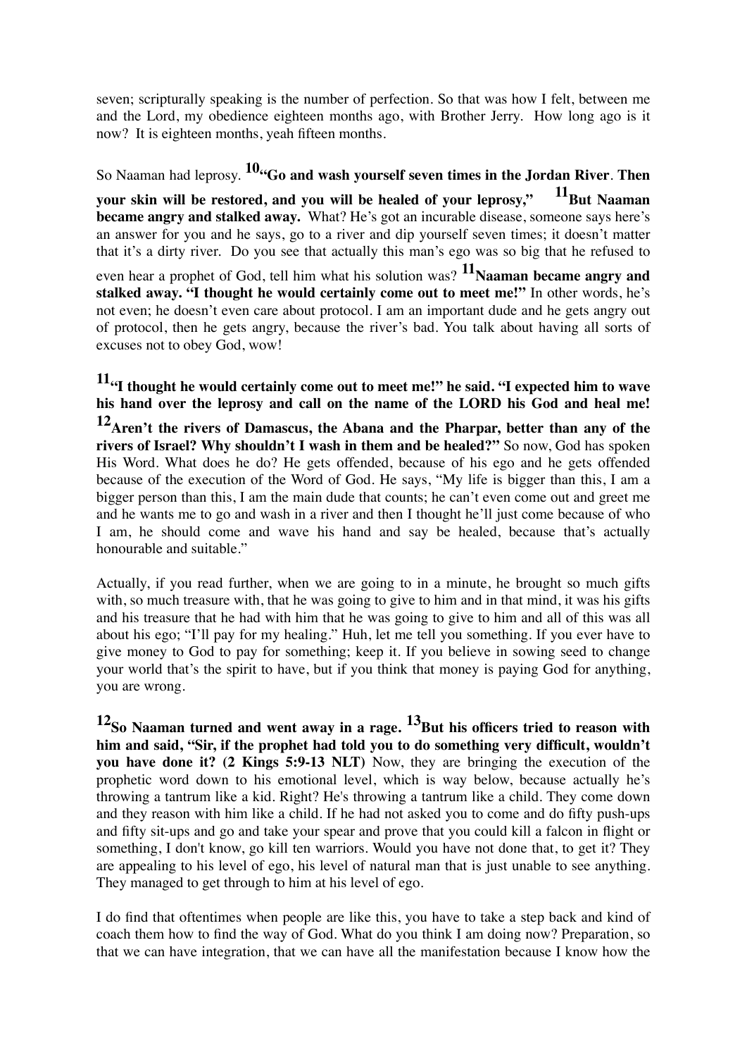seven; scripturally speaking is the number of perfection. So that was how I felt, between me and the Lord, my obedience eighteen months ago, with Brother Jerry. How long ago is it now? It is eighteen months, yeah fifteen months.

So Naaman had leprosy. **[10]"Go and wash yourself seven times in the Jordan River**. **Then your skin will be restored, and you will be healed of your leprosy," [11]But Naaman became angry and stalked away.** What? He's got an incurable disease, someone says here's an answer for you and he says, go to a river and dip yourself seven times; it doesn't matter that it's a dirty river. Do you see that actually this man's ego was so big that he refused to even hear a prophet of God, tell him what his solution was? **[11]Naaman became angry and stalked away. "I thought he would certainly come out to meet me!"** In other words, he's not even; he doesn't even care about protocol. I am an important dude and he gets angry out of protocol, then he gets angry, because the river's bad. You talk about having all sorts of excuses not to obey God, wow!

**[11]"I thought he would certainly come out to meet me!" he said. "I expected him to wave his hand over the leprosy and call on the name of the LORD his God and heal me! [12]Aren't the rivers of Damascus, the Abana and the Pharpar, better than any of the rivers of Israel? Why shouldn't I wash in them and be healed?"** So now, God has spoken His Word. What does he do? He gets offended, because of his ego and he gets offended because of the execution of the Word of God. He says, "My life is bigger than this, I am a bigger person than this, I am the main dude that counts; he can't even come out and greet me and he wants me to go and wash in a river and then I thought he'll just come because of who I am, he should come and wave his hand and say be healed, because that's actually honourable and suitable."

Actually, if you read further, when we are going to in a minute, he brought so much gifts with, so much treasure with, that he was going to give to him and in that mind, it was his gifts and his treasure that he had with him that he was going to give to him and all of this was all about his ego; "I'll pay for my healing." Huh, let me tell you something. If you ever have to give money to God to pay for something; keep it. If you believe in sowing seed to change your world that's the spirit to have, but if you think that money is paying God for anything, you are wrong.

**[12]So Naaman turned and went away in a rage. [13]But his officers tried to reason with him and said, "Sir, if the prophet had told you to do something very difficult, wouldn't you have done it? (2 Kings 5:9-13 NLT)** Now, they are bringing the execution of the prophetic word down to his emotional level, which is way below, because actually he's throwing a tantrum like a kid. Right? He's throwing a tantrum like a child. They come down and they reason with him like a child. If he had not asked you to come and do fifty push-ups and fifty sit-ups and go and take your spear and prove that you could kill a falcon in flight or something, I don't know, go kill ten warriors. Would you have not done that, to get it? They are appealing to his level of ego, his level of natural man that is just unable to see anything. They managed to get through to him at his level of ego.

I do find that oftentimes when people are like this, you have to take a step back and kind of coach them how to find the way of God. What do you think I am doing now? Preparation, so that we can have integration, that we can have all the manifestation because I know how the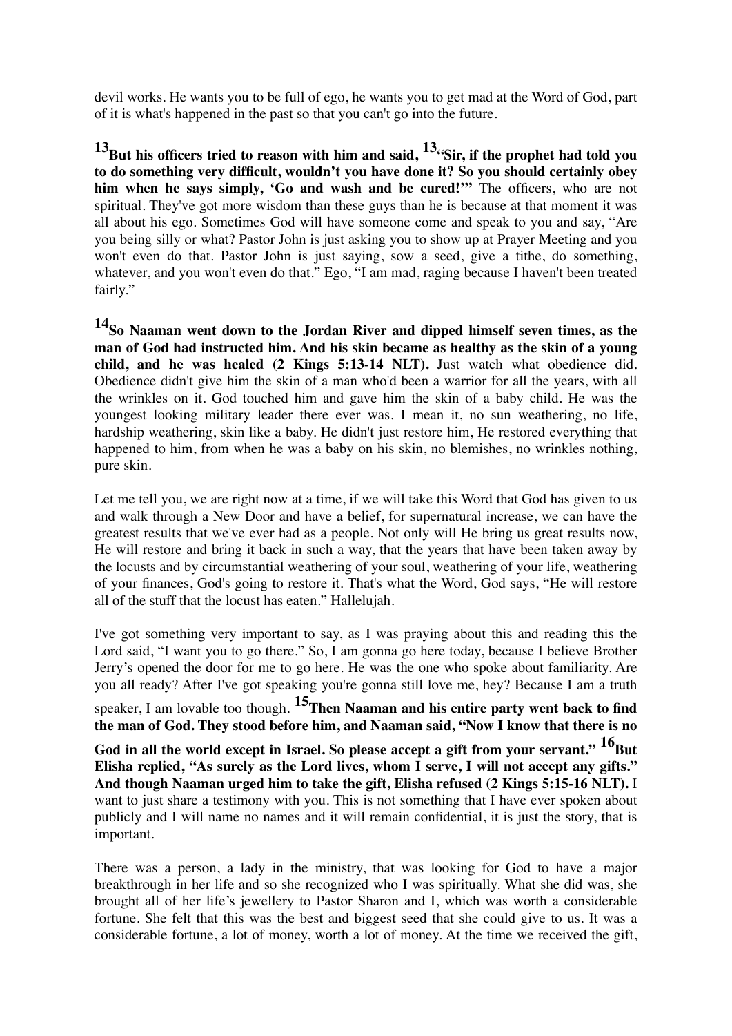devil works. He wants you to be full of ego, he wants you to get mad at the Word of God, part of it is what's happened in the past so that you can't go into the future.

**[13]But his officers tried to reason with him and said, [13]"Sir, if the prophet had told you to do something very difficult, wouldn't you have done it? So you should certainly obey him when he says simply, 'Go and wash and be cured!'"** The officers, who are not spiritual. They've got more wisdom than these guys than he is because at that moment it was all about his ego. Sometimes God will have someone come and speak to you and say, "Are you being silly or what? Pastor John is just asking you to show up at Prayer Meeting and you won't even do that. Pastor John is just saying, sow a seed, give a tithe, do something, whatever, and you won't even do that." Ego, "I am mad, raging because I haven't been treated fairly."

**[14]So Naaman went down to the Jordan River and dipped himself seven times, as the man of God had instructed him. And his skin became as healthy as the skin of a young child, and he was healed (2 Kings 5:13-14 NLT).** Just watch what obedience did. Obedience didn't give him the skin of a man who'd been a warrior for all the years, with all the wrinkles on it. God touched him and gave him the skin of a baby child. He was the youngest looking military leader there ever was. I mean it, no sun weathering, no life, hardship weathering, skin like a baby. He didn't just restore him, He restored everything that happened to him, from when he was a baby on his skin, no blemishes, no wrinkles nothing, pure skin.

Let me tell you, we are right now at a time, if we will take this Word that God has given to us and walk through a New Door and have a belief, for supernatural increase, we can have the greatest results that we've ever had as a people. Not only will He bring us great results now, He will restore and bring it back in such a way, that the years that have been taken away by the locusts and by circumstantial weathering of your soul, weathering of your life, weathering of your finances, God's going to restore it. That's what the Word, God says, "He will restore all of the stuff that the locust has eaten." Hallelujah.

I've got something very important to say, as I was praying about this and reading this the Lord said, "I want you to go there." So, I am gonna go here today, because I believe Brother Jerry's opened the door for me to go here. He was the one who spoke about familiarity. Are you all ready? After I've got speaking you're gonna still love me, hey? Because I am a truth speaker, I am lovable too though. **[15]Then Naaman and his entire party went back to find the man of God. They stood before him, and Naaman said, "Now I know that there is no God in all the world except in Israel. So please accept a gift from your servant." [16]But Elisha replied, "As surely as the Lord lives, whom I serve, I will not accept any gifts." And though Naaman urged him to take the gift, Elisha refused (2 Kings 5:15-16 NLT).** I want to just share a testimony with you. This is not something that I have ever spoken about publicly and I will name no names and it will remain confidential, it is just the story, that is important.

There was a person, a lady in the ministry, that was looking for God to have a major breakthrough in her life and so she recognized who I was spiritually. What she did was, she brought all of her life's jewellery to Pastor Sharon and I, which was worth a considerable fortune. She felt that this was the best and biggest seed that she could give to us. It was a considerable fortune, a lot of money, worth a lot of money. At the time we received the gift,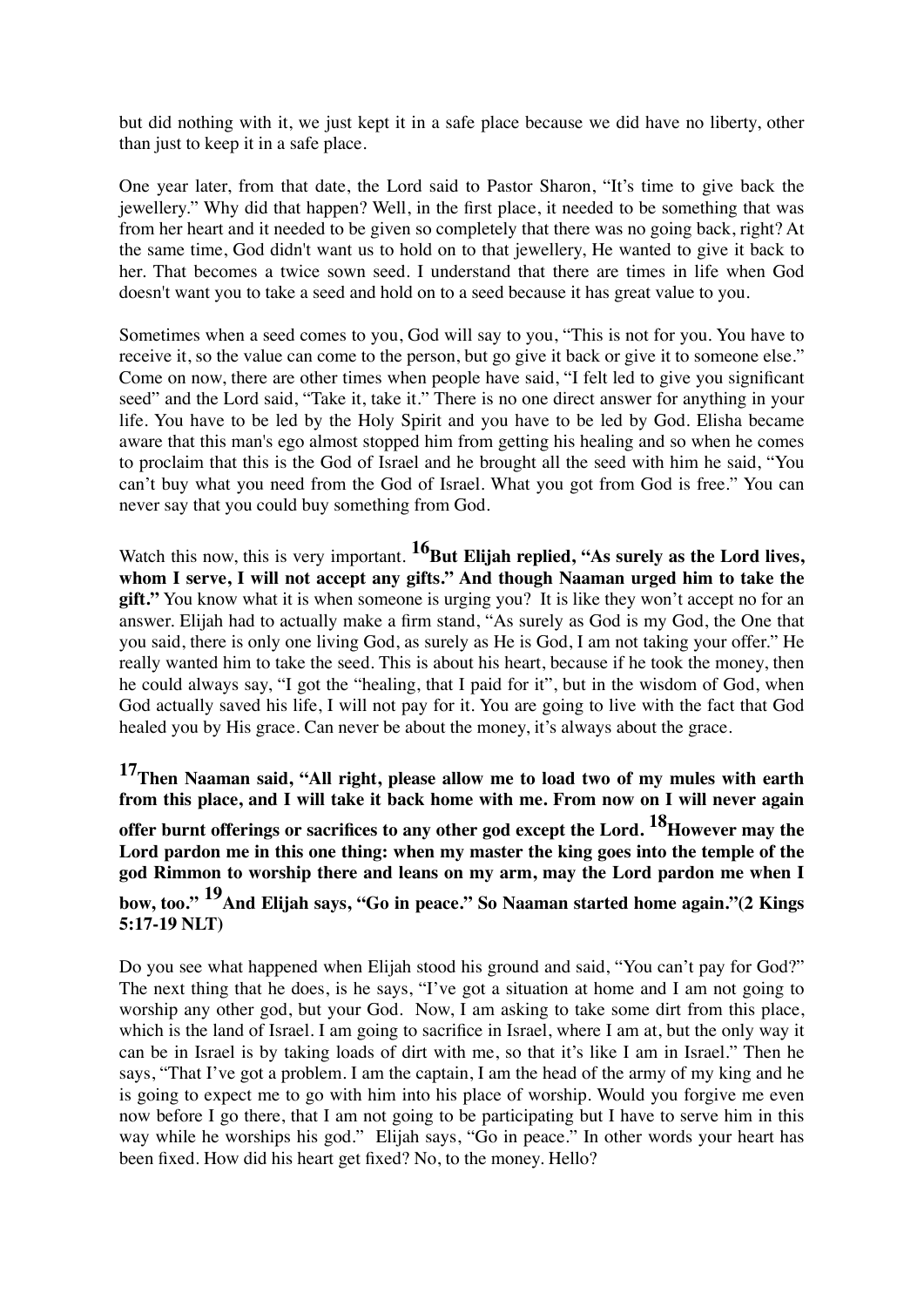but did nothing with it, we just kept it in a safe place because we did have no liberty, other than just to keep it in a safe place.

One year later, from that date, the Lord said to Pastor Sharon, "It's time to give back the jewellery." Why did that happen? Well, in the first place, it needed to be something that was from her heart and it needed to be given so completely that there was no going back, right? At the same time, God didn't want us to hold on to that jewellery, He wanted to give it back to her. That becomes a twice sown seed. I understand that there are times in life when God doesn't want you to take a seed and hold on to a seed because it has great value to you.

Sometimes when a seed comes to you, God will say to you, "This is not for you. You have to receive it, so the value can come to the person, but go give it back or give it to someone else." Come on now, there are other times when people have said, "I felt led to give you significant seed" and the Lord said, "Take it, take it." There is no one direct answer for anything in your life. You have to be led by the Holy Spirit and you have to be led by God. Elisha became aware that this man's ego almost stopped him from getting his healing and so when he comes to proclaim that this is the God of Israel and he brought all the seed with him he said, "You can't buy what you need from the God of Israel. What you got from God is free." You can never say that you could buy something from God.

Watch this now, this is very important. **16But Elijah replied, "As surely as the Lord lives, whom I serve, I will not accept any gifts." And though Naaman urged him to take the gift."** You know what it is when someone is urging you? It is like they won't accept no for an answer. Elijah had to actually make a firm stand, "As surely as God is my God, the One that you said, there is only one living God, as surely as He is God, I am not taking your offer." He really wanted him to take the seed. This is about his heart, because if he took the money, then he could always say, "I got the "healing, that I paid for it", but in the wisdom of God, when God actually saved his life, I will not pay for it. You are going to live with the fact that God healed you by His grace. Can never be about the money, it's always about the grace.

**17Then Naaman said, "All right, please allow me to load two of my mules with earth from this place, and I will take it back home with me. From now on I will never again offer burnt offerings or sacrifices to any other god except the Lord. 18However may the Lord pardon me in this one thing: when my master the king goes into the temple of the god Rimmon to worship there and leans on my arm, may the Lord pardon me when I bow, too." 19And Elijah says, "Go in peace." So Naaman started home again."(2 Kings 5:17-19 NLT)**

Do you see what happened when Elijah stood his ground and said, "You can't pay for God?" The next thing that he does, is he says, "I've got a situation at home and I am not going to worship any other god, but your God. Now, I am asking to take some dirt from this place, which is the land of Israel. I am going to sacrifice in Israel, where I am at, but the only way it can be in Israel is by taking loads of dirt with me, so that it's like I am in Israel." Then he says, "That I've got a problem. I am the captain, I am the head of the army of my king and he is going to expect me to go with him into his place of worship. Would you forgive me even now before I go there, that I am not going to be participating but I have to serve him in this way while he worships his god." Elijah says, "Go in peace." In other words your heart has been fixed. How did his heart get fixed? No, to the money. Hello?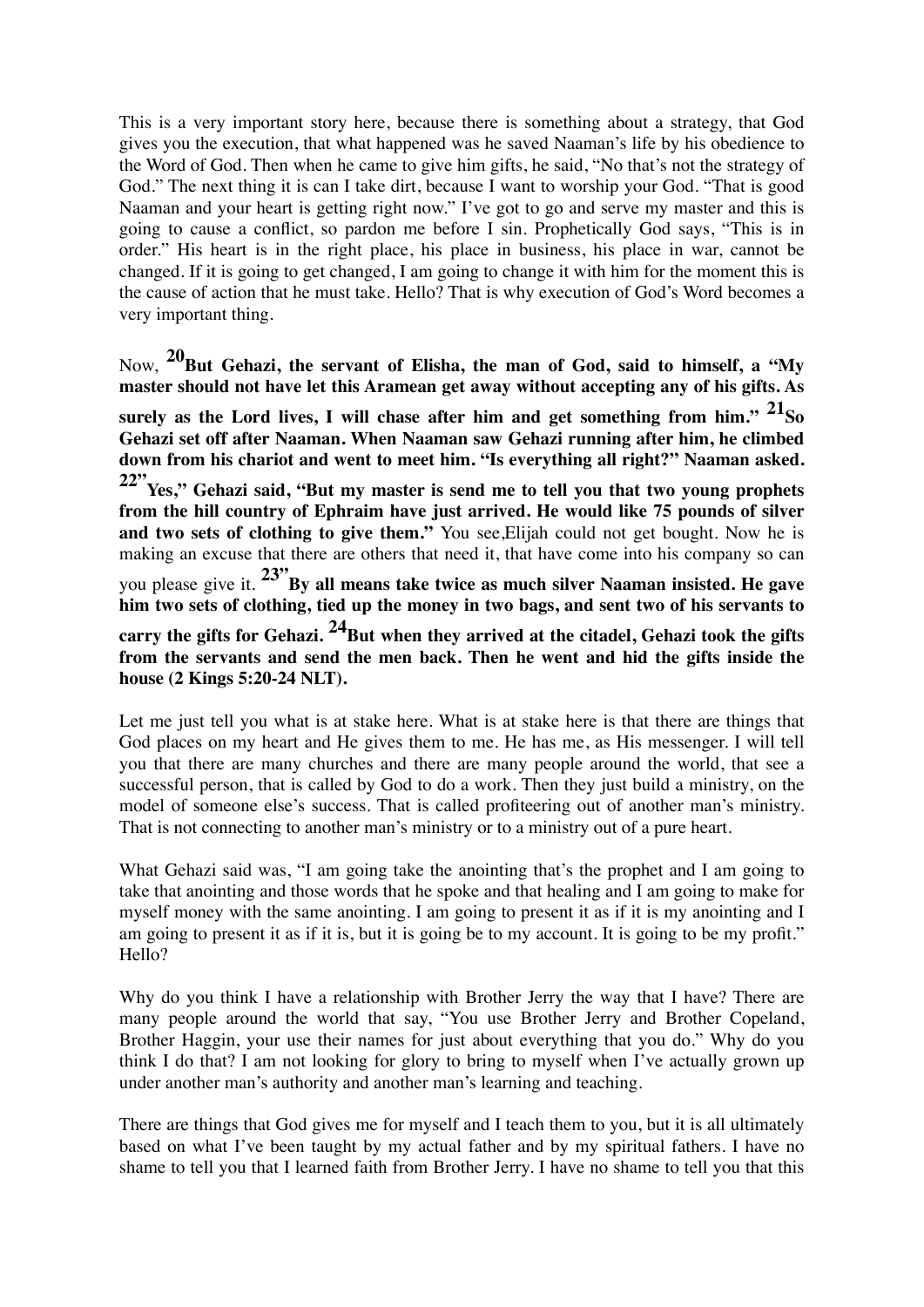This is a very important story here, because there is something about a strategy, that God gives you the execution, that what happened was he saved Naaman's life by his obedience to the Word of God. Then when he came to give him gifts, he said, "No that's not the strategy of God." The next thing it is can I take dirt, because I want to worship your God. "That is good Naaman and your heart is getting right now." I've got to go and serve my master and this is going to cause a conflict, so pardon me before I sin. Prophetically God says, "This is in order." His heart is in the right place, his place in business, his place in war, cannot be changed. If it is going to get changed, I am going to change it with him for the moment this is the cause of action that he must take. Hello? That is why execution of God's Word becomes a very important thing.

Now, **[20]But Gehazi, the servant of Elisha, the man of God, said to himself, a "My master should not have let this Aramean get away without accepting any of his gifts. As surely as the Lord lives, I will chase after him and get something from him." [21]So Gehazi set off after Naaman. When Naaman saw Gehazi running after him, he climbed down from his chariot and went to meet him. "Is everything all right?" Naaman asked. [22]"Yes," Gehazi said, "But my master is send me to tell you that two young prophets from the hill country of Ephraim have just arrived. He would like 75 pounds of silver and two sets of clothing to give them."** You see,Elijah could not get bought. Now he is making an excuse that there are others that need it, that have come into his company so can you please give it. **[23]"By all means take twice as much silver Naaman insisted. He gave him two sets of clothing, tied up the money in two bags, and sent two of his servants to carry the gifts for Gehazi. [24]But when they arrived at the citadel, Gehazi took the gifts from the servants and send the men back. Then he went and hid the gifts inside the house (2 Kings 5:20-24 NLT).**

Let me just tell you what is at stake here. What is at stake here is that there are things that God places on my heart and He gives them to me. He has me, as His messenger. I will tell you that there are many churches and there are many people around the world, that see a successful person, that is called by God to do a work. Then they just build a ministry, on the model of someone else's success. That is called profiteering out of another man's ministry. That is not connecting to another man's ministry or to a ministry out of a pure heart.

What Gehazi said was, "I am going take the anointing that's the prophet and I am going to take that anointing and those words that he spoke and that healing and I am going to make for myself money with the same anointing. I am going to present it as if it is my anointing and I am going to present it as if it is, but it is going be to my account. It is going to be my profit." Hello?

Why do you think I have a relationship with Brother Jerry the way that I have? There are many people around the world that say, "You use Brother Jerry and Brother Copeland, Brother Haggin, your use their names for just about everything that you do." Why do you think I do that? I am not looking for glory to bring to myself when I've actually grown up under another man's authority and another man's learning and teaching.

There are things that God gives me for myself and I teach them to you, but it is all ultimately based on what I've been taught by my actual father and by my spiritual fathers. I have no shame to tell you that I learned faith from Brother Jerry. I have no shame to tell you that this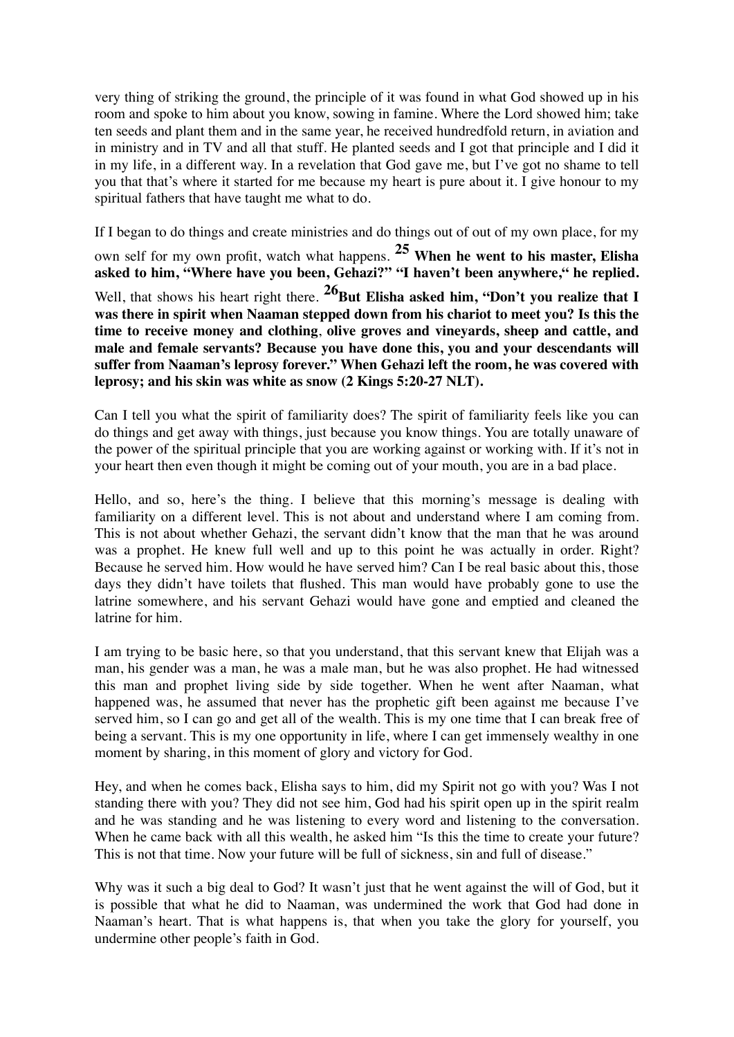very thing of striking the ground, the principle of it was found in what God showed up in his room and spoke to him about you know, sowing in famine. Where the Lord showed him; take ten seeds and plant them and in the same year, he received hundredfold return, in aviation and in ministry and in TV and all that stuff. He planted seeds and I got that principle and I did it in my life, in a different way. In a revelation that God gave me, but I've got no shame to tell you that that's where it started for me because my heart is pure about it. I give honour to my spiritual fathers that have taught me what to do.

If I began to do things and create ministries and do things out of out of my own place, for my own self for my own profit, watch what happens. **25 When he went to his master, Elisha asked to him, "Where have you been, Gehazi?" "I haven't been anywhere," he replied.** Well, that shows his heart right there. **26 But Elisha asked him, "Don't you realize that I was there in spirit when Naaman stepped down from his chariot to meet you? Is this the time to receive money and clothing, olive groves and vineyards, sheep and cattle, and male and female servants? Because you have done this, you and your descendants will suffer from Naaman's leprosy forever." When Gehazi left the room, he was covered with leprosy; and his skin was white as snow (2 Kings 5:20-27 NLT).**

Can I tell you what the spirit of familiarity does? The spirit of familiarity feels like you can do things and get away with things, just because you know things. You are totally unaware of the power of the spiritual principle that you are working against or working with. If it's not in your heart then even though it might be coming out of your mouth, you are in a bad place.

Hello, and so, here's the thing. I believe that this morning's message is dealing with familiarity on a different level. This is not about and understand where I am coming from. This is not about whether Gehazi, the servant didn't know that the man that he was around was a prophet. He knew full well and up to this point he was actually in order. Right? Because he served him. How would he have served him? Can I be real basic about this, those days they didn't have toilets that flushed. This man would have probably gone to use the latrine somewhere, and his servant Gehazi would have gone and emptied and cleaned the latrine for him.

I am trying to be basic here, so that you understand, that this servant knew that Elijah was a man, his gender was a man, he was a male man, but he was also prophet. He had witnessed this man and prophet living side by side together. When he went after Naaman, what happened was, he assumed that never has the prophetic gift been against me because I've served him, so I can go and get all of the wealth. This is my one time that I can break free of being a servant. This is my one opportunity in life, where I can get immensely wealthy in one moment by sharing, in this moment of glory and victory for God.

Hey, and when he comes back, Elisha says to him, did my Spirit not go with you? Was I not standing there with you? They did not see him, God had his spirit open up in the spirit realm and he was standing and he was listening to every word and listening to the conversation. When he came back with all this wealth, he asked him "Is this the time to create your future? This is not that time. Now your future will be full of sickness, sin and full of disease."

Why was it such a big deal to God? It wasn't just that he went against the will of God, but it is possible that what he did to Naaman, was undermined the work that God had done in Naaman's heart. That is what happens is, that when you take the glory for yourself, you undermine other people's faith in God.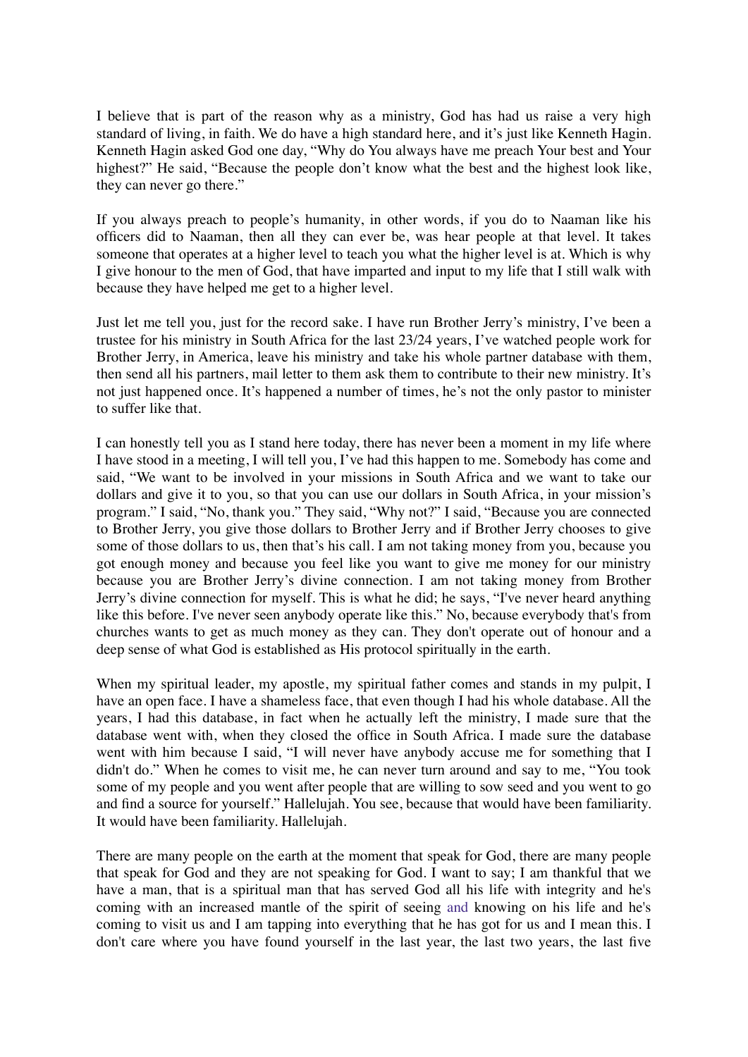I believe that is part of the reason why as a ministry, God has had us raise a very high standard of living, in faith. We do have a high standard here, and it's just like Kenneth Hagin. Kenneth Hagin asked God one day, "Why do You always have me preach Your best and Your highest?" He said, "Because the people don't know what the best and the highest look like, they can never go there."

If you always preach to people's humanity, in other words, if you do to Naaman like his officers did to Naaman, then all they can ever be, was hear people at that level. It takes someone that operates at a higher level to teach you what the higher level is at. Which is why I give honour to the men of God, that have imparted and input to my life that I still walk with because they have helped me get to a higher level.

Just let me tell you, just for the record sake. I have run Brother Jerry's ministry, I've been a trustee for his ministry in South Africa for the last 23/24 years, I've watched people work for Brother Jerry, in America, leave his ministry and take his whole partner database with them, then send all his partners, mail letter to them ask them to contribute to their new ministry. It's not just happened once. It's happened a number of times, he's not the only pastor to minister to suffer like that.

I can honestly tell you as I stand here today, there has never been a moment in my life where I have stood in a meeting, I will tell you, I've had this happen to me. Somebody has come and said, "We want to be involved in your missions in South Africa and we want to take our dollars and give it to you, so that you can use our dollars in South Africa, in your mission's program." I said, "No, thank you." They said, "Why not?" I said, "Because you are connected to Brother Jerry, you give those dollars to Brother Jerry and if Brother Jerry chooses to give some of those dollars to us, then that's his call. I am not taking money from you, because you got enough money and because you feel like you want to give me money for our ministry because you are Brother Jerry's divine connection. I am not taking money from Brother Jerry's divine connection for myself. This is what he did; he says, "I've never heard anything like this before. I've never seen anybody operate like this." No, because everybody that's from churches wants to get as much money as they can. They don't operate out of honour and a deep sense of what God is established as His protocol spiritually in the earth.

When my spiritual leader, my apostle, my spiritual father comes and stands in my pulpit, I have an open face. I have a shameless face, that even though I had his whole database. All the years, I had this database, in fact when he actually left the ministry, I made sure that the database went with, when they closed the office in South Africa. I made sure the database went with him because I said, "I will never have anybody accuse me for something that I didn't do." When he comes to visit me, he can never turn around and say to me, "You took some of my people and you went after people that are willing to sow seed and you went to go and find a source for yourself." Hallelujah. You see, because that would have been familiarity. It would have been familiarity. Hallelujah.

There are many people on the earth at the moment that speak for God, there are many people that speak for God and they are not speaking for God. I want to say; I am thankful that we have a man, that is a spiritual man that has served God all his life with integrity and he's coming with an increased mantle of the spirit of seeing and knowing on his life and he's coming to visit us and I am tapping into everything that he has got for us and I mean this. I don't care where you have found yourself in the last year, the last two years, the last five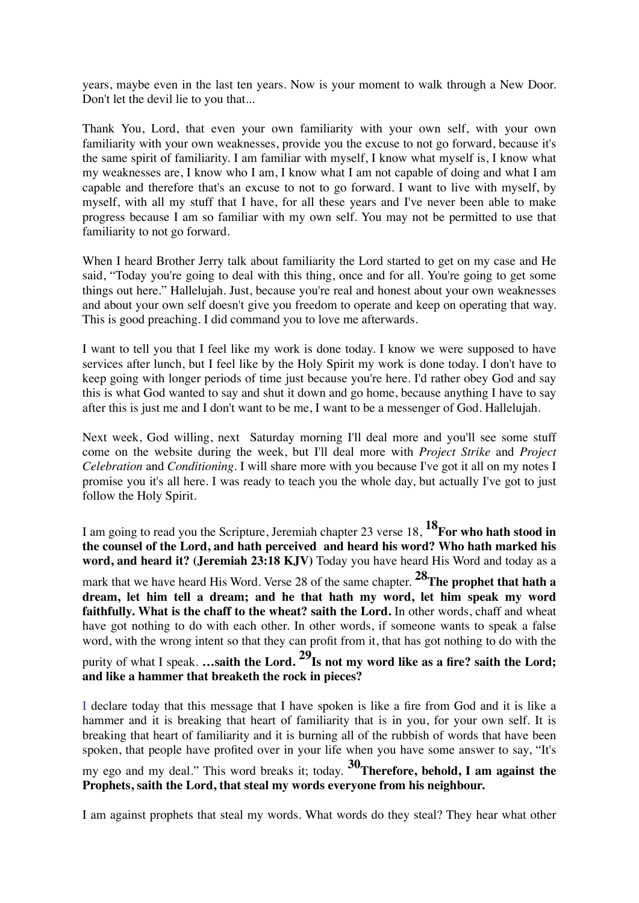years, maybe even in the last ten years. Now is your moment to walk through a New Door. Don't let the devil lie to you that...

Thank You, Lord, that even your own familiarity with your own self, with your own familiarity with your own weaknesses, provide you the excuse to not go forward, because it's the same spirit of familiarity. I am familiar with myself, I know what myself is, I know what my weaknesses are, I know who I am, I know what I am not capable of doing and what I am capable and therefore that's an excuse to not to go forward. I want to live with myself, by myself, with all my stuff that I have, for all these years and I've never been able to make progress because I am so familiar with my own self. You may not be permitted to use that familiarity to not go forward.

When I heard Brother Jerry talk about familiarity the Lord started to get on my case and He said, "Today you're going to deal with this thing, once and for all. You're going to get some things out here." Hallelujah. Just, because you're real and honest about your own weaknesses and about your own self doesn't give you freedom to operate and keep on operating that way. This is good preaching. I did command you to love me afterwards.

I want to tell you that I feel like my work is done today. I know we were supposed to have services after lunch, but I feel like by the Holy Spirit my work is done today. I don't have to keep going with longer periods of time just because you're here. I'd rather obey God and say this is what God wanted to say and shut it down and go home, because anything I have to say after this is just me and I don't want to be me, I want to be a messenger of God. Hallelujah.

Next week, God willing, next Saturday morning I'll deal more and you'll see some stuff come on the website during the week, but I'll deal more with *Project Strike* and *Project Celebration* and *Conditioning*. I will share more with you because I've got it all on my notes I promise you it's all here. I was ready to teach you the whole day, but actually I've got to just follow the Holy Spirit.

I am going to read you the Scripture, Jeremiah chapter 23 verse 18, **18 For who hath stood in the counsel of the Lord, and hath perceived and heard his word? Who hath marked his word, and heard it? (Jeremiah 23:18 KJV)** Today you have heard His Word and today as a mark that we have heard His Word. Verse 28 of the same chapter. **28 The prophet that hath a dream, let him tell a dream; and he that hath my word, let him speak my word faithfully. What is the chaff to the wheat? saith the Lord.** In other words, chaff and wheat have got nothing to do with each other. In other words, if someone wants to speak a false word, with the wrong intent so that they can profit from it, that has got nothing to do with the purity of what I speak. **…saith the Lord. 29 Is not my word like as a fire? saith the Lord; and like a hammer that breaketh the rock in pieces?**

I declare today that this message that I have spoken is like a fire from God and it is like a hammer and it is breaking that heart of familiarity that is in you, for your own self. It is breaking that heart of familiarity and it is burning all of the rubbish of words that have been spoken, that people have profited over in your life when you have some answer to say, "It's my ego and my deal." This word breaks it; today. **30 Therefore, behold, I am against the Prophets, saith the Lord, that steal my words everyone from his neighbour.**

I am against prophets that steal my words. What words do they steal? They hear what other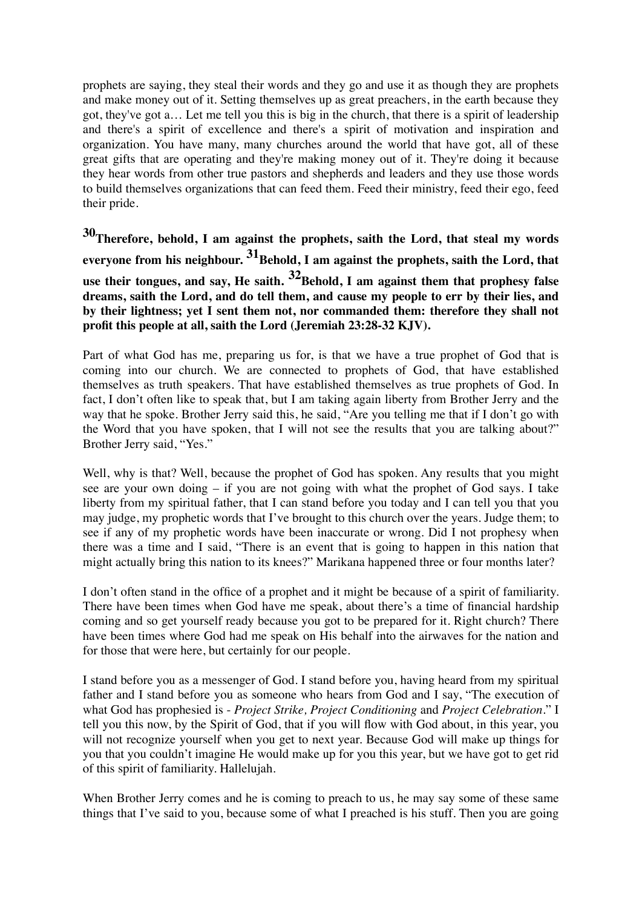prophets are saying, they steal their words and they go and use it as though they are prophets and make money out of it. Setting themselves up as great preachers, in the earth because they got, they've got a… Let me tell you this is big in the church, that there is a spirit of leadership and there's a spirit of excellence and there's a spirit of motivation and inspiration and organization. You have many, many churches around the world that have got, all of these great gifts that are operating and they're making money out of it. They're doing it because they hear words from other true pastors and shepherds and leaders and they use those words to build themselves organizations that can feed them. Feed their ministry, feed their ego, feed their pride.

**30 Therefore, behold, I am against the prophets, saith the Lord, that steal my words everyone from his neighbour. 31 Behold, I am against the prophets, saith the Lord, that use their tongues, and say, He saith. 32 Behold, I am against them that prophesy false dreams, saith the Lord, and do tell them, and cause my people to err by their lies, and by their lightness; yet I sent them not, nor commanded them: therefore they shall not profit this people at all, saith the Lord (Jeremiah 23:28-32 KJV).**

Part of what God has me, preparing us for, is that we have a true prophet of God that is coming into our church. We are connected to prophets of God, that have established themselves as truth speakers. That have established themselves as true prophets of God. In fact, I don't often like to speak that, but I am taking again liberty from Brother Jerry and the way that he spoke. Brother Jerry said this, he said, "Are you telling me that if I don't go with the Word that you have spoken, that I will not see the results that you are talking about?" Brother Jerry said, "Yes."

Well, why is that? Well, because the prophet of God has spoken. Any results that you might see are your own doing – if you are not going with what the prophet of God says. I take liberty from my spiritual father, that I can stand before you today and I can tell you that you may judge, my prophetic words that I've brought to this church over the years. Judge them; to see if any of my prophetic words have been inaccurate or wrong. Did I not prophesy when there was a time and I said, "There is an event that is going to happen in this nation that might actually bring this nation to its knees?" Marikana happened three or four months later?

I don't often stand in the office of a prophet and it might be because of a spirit of familiarity. There have been times when God have me speak, about there's a time of financial hardship coming and so get yourself ready because you got to be prepared for it. Right church? There have been times where God had me speak on His behalf into the airwaves for the nation and for those that were here, but certainly for our people.

I stand before you as a messenger of God. I stand before you, having heard from my spiritual father and I stand before you as someone who hears from God and I say, "The execution of what God has prophesied is - *Project Strike, Project Conditioning* and *Project Celebration*." I tell you this now, by the Spirit of God, that if you will flow with God about, in this year, you will not recognize yourself when you get to next year. Because God will make up things for you that you couldn't imagine He would make up for you this year, but we have got to get rid of this spirit of familiarity. Hallelujah.

When Brother Jerry comes and he is coming to preach to us, he may say some of these same things that I've said to you, because some of what I preached is his stuff. Then you are going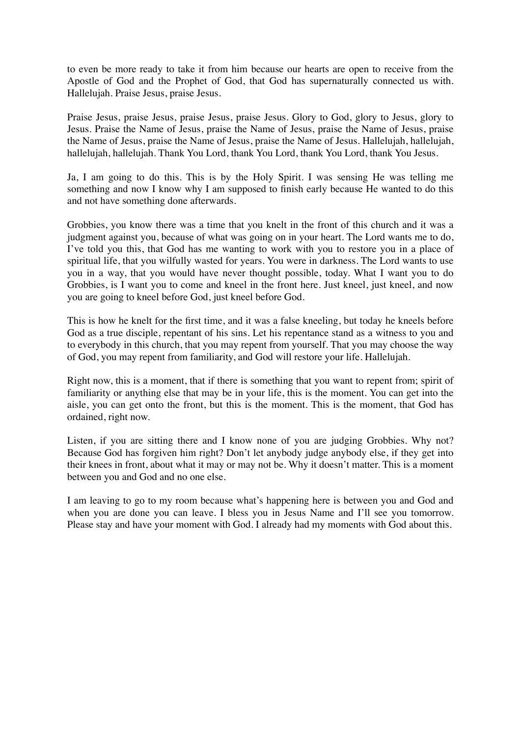to even be more ready to take it from him because our hearts are open to receive from the Apostle of God and the Prophet of God, that God has supernaturally connected us with. Hallelujah. Praise Jesus, praise Jesus.

Praise Jesus, praise Jesus, praise Jesus, praise Jesus. Glory to God, glory to Jesus, glory to Jesus. Praise the Name of Jesus, praise the Name of Jesus, praise the Name of Jesus, praise the Name of Jesus, praise the Name of Jesus, praise the Name of Jesus. Hallelujah, hallelujah, hallelujah, hallelujah. Thank You Lord, thank You Lord, thank You Lord, thank You Jesus.

Ja, I am going to do this. This is by the Holy Spirit. I was sensing He was telling me something and now I know why I am supposed to finish early because He wanted to do this and not have something done afterwards.

Grobbies, you know there was a time that you knelt in the front of this church and it was a judgment against you, because of what was going on in your heart. The Lord wants me to do, I've told you this, that God has me wanting to work with you to restore you in a place of spiritual life, that you wilfully wasted for years. You were in darkness. The Lord wants to use you in a way, that you would have never thought possible, today. What I want you to do Grobbies, is I want you to come and kneel in the front here. Just kneel, just kneel, and now you are going to kneel before God, just kneel before God.

This is how he knelt for the first time, and it was a false kneeling, but today he kneels before God as a true disciple, repentant of his sins. Let his repentance stand as a witness to you and to everybody in this church, that you may repent from yourself. That you may choose the way of God, you may repent from familiarity, and God will restore your life. Hallelujah.

Right now, this is a moment, that if there is something that you want to repent from; spirit of familiarity or anything else that may be in your life, this is the moment. You can get into the aisle, you can get onto the front, but this is the moment. This is the moment, that God has ordained, right now.

Listen, if you are sitting there and I know none of you are judging Grobbies. Why not? Because God has forgiven him right? Don't let anybody judge anybody else, if they get into their knees in front, about what it may or may not be. Why it doesn't matter. This is a moment between you and God and no one else.

I am leaving to go to my room because what's happening here is between you and God and when you are done you can leave. I bless you in Jesus Name and I'll see you tomorrow. Please stay and have your moment with God. I already had my moments with God about this.